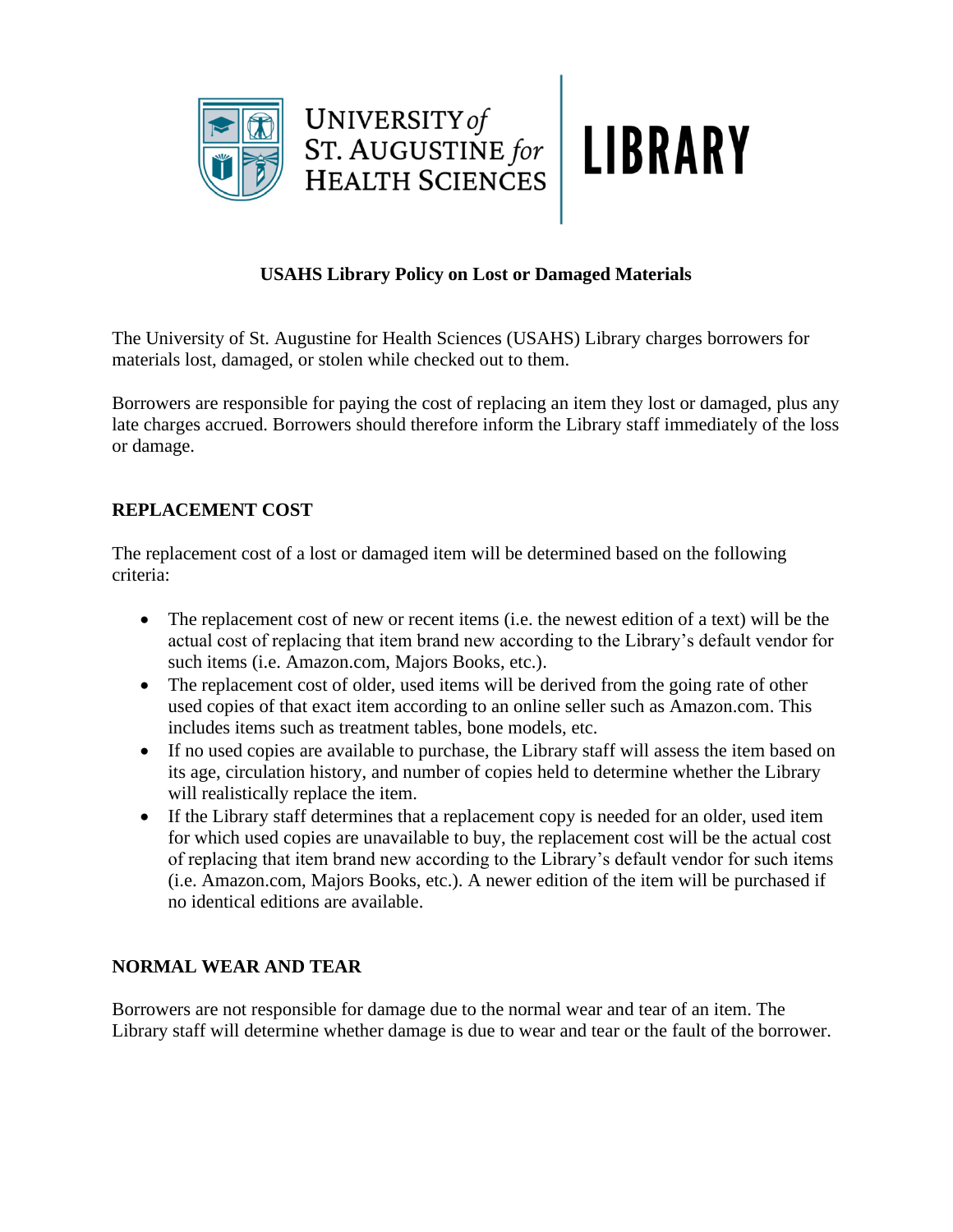UNIVERSITY *of* ST. AUGUSTINE *for* HEALTH SCIENCES | LIBRARY

# USAHS Library Policy on Lost or Damaged Materials

The University of St. Augustine for Health Sciences (USAHS) Library charges borrowers for materials lost, damaged, or stolen while checked out to them.

Borrowers are responsible for paying the cost of replacing an item they lost or damaged, plus any late charges accrued. Borrowers should therefore inform the Library staff immediately of the loss or damage.

## REPLACEMENT COST

The replacement cost of a lost or damaged item will be determined based on the following criteria:

- The replacement cost of new or recent items (i.e. the newest edition of a text) will be the actual cost of replacing that item brand new according to the Library's default vendor for such items (i.e. Amazon.com, Majors Books, etc.).
- The replacement cost of older, used items will be derived from the going rate of other used copies of that exact item according to an online seller such as Amazon.com. This includes items such as treatment tables, bone models, etc.
- If no used copies are available to purchase, the Library staff will assess the item based on its age, circulation history, and number of copies held to determine whether the Library will realistically replace the item.
- If the Library staff determines that a replacement copy is needed for an older, used item for which used copies are unavailable to buy, the replacement cost will be the actual cost of replacing that item brand new according to the Library's default vendor for such items (i.e. Amazon.com, Majors Books, etc.). A newer edition of the item will be purchased if no identical editions are available.

## NORMAL WEAR AND TEAR

Borrowers are not responsible for damage due to the normal wear and tear of an item. The Library staff will determine whether damage is due to wear and tear or the fault of the borrower.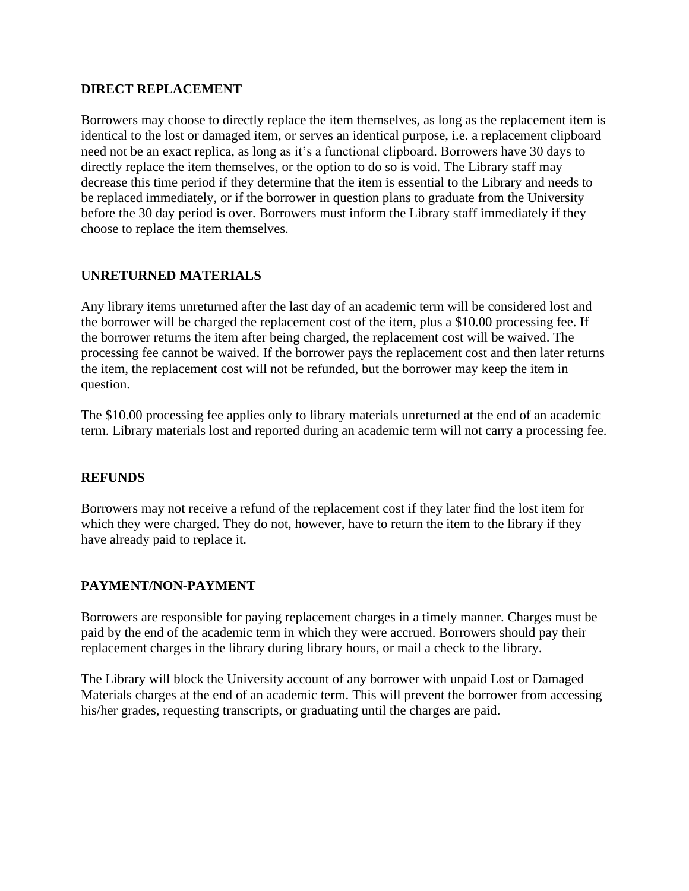## DIRECT REPLACEMENT

Borrowers may choose to directly replace the item themselves, as long as the replacement item is identical to the lost or damaged item, or serves an identical purpose, i.e. a replacement clipboard need not be an exact replica, as long as it's a functional clipboard. Borrowers have 30 days to directly replace the item themselves, or the option to do so is void. The Library staff may decrease this time period if they determine that the item is essential to the Library and needs to be replaced immediately, or if the borrower in question plans to graduate from the University before the 30 day period is over. Borrowers must inform the Library staff immediately if they choose to replace the item themselves.

## UNRETURNED MATERIALS

Any library items unreturned after the last day of an academic term will be considered lost and the borrower will be charged the replacement cost of the item, plus a $10.00 processing fee. If the borrower returns the item after being charged, the replacement cost will be waived. The processing fee cannot be waived. If the borrower pays the replacement cost and then later returns the item, the replacement cost will not be refunded, but the borrower may keep the item in question.

The $10.00 processing fee applies only to library materials unreturned at the end of an academic term. Library materials lost and reported during an academic term will not carry a processing fee.

## REFUNDS

Borrowers may not receive a refund of the replacement cost if they later find the lost item for which they were charged. They do not, however, have to return the item to the library if they have already paid to replace it.

## PAYMENT/NON-PAYMENT

Borrowers are responsible for paying replacement charges in a timely manner. Charges must be paid by the end of the academic term in which they were accrued. Borrowers should pay their replacement charges in the library during library hours, or mail a check to the library.

The Library will block the University account of any borrower with unpaid Lost or Damaged Materials charges at the end of an academic term. This will prevent the borrower from accessing his/her grades, requesting transcripts, or graduating until the charges are paid.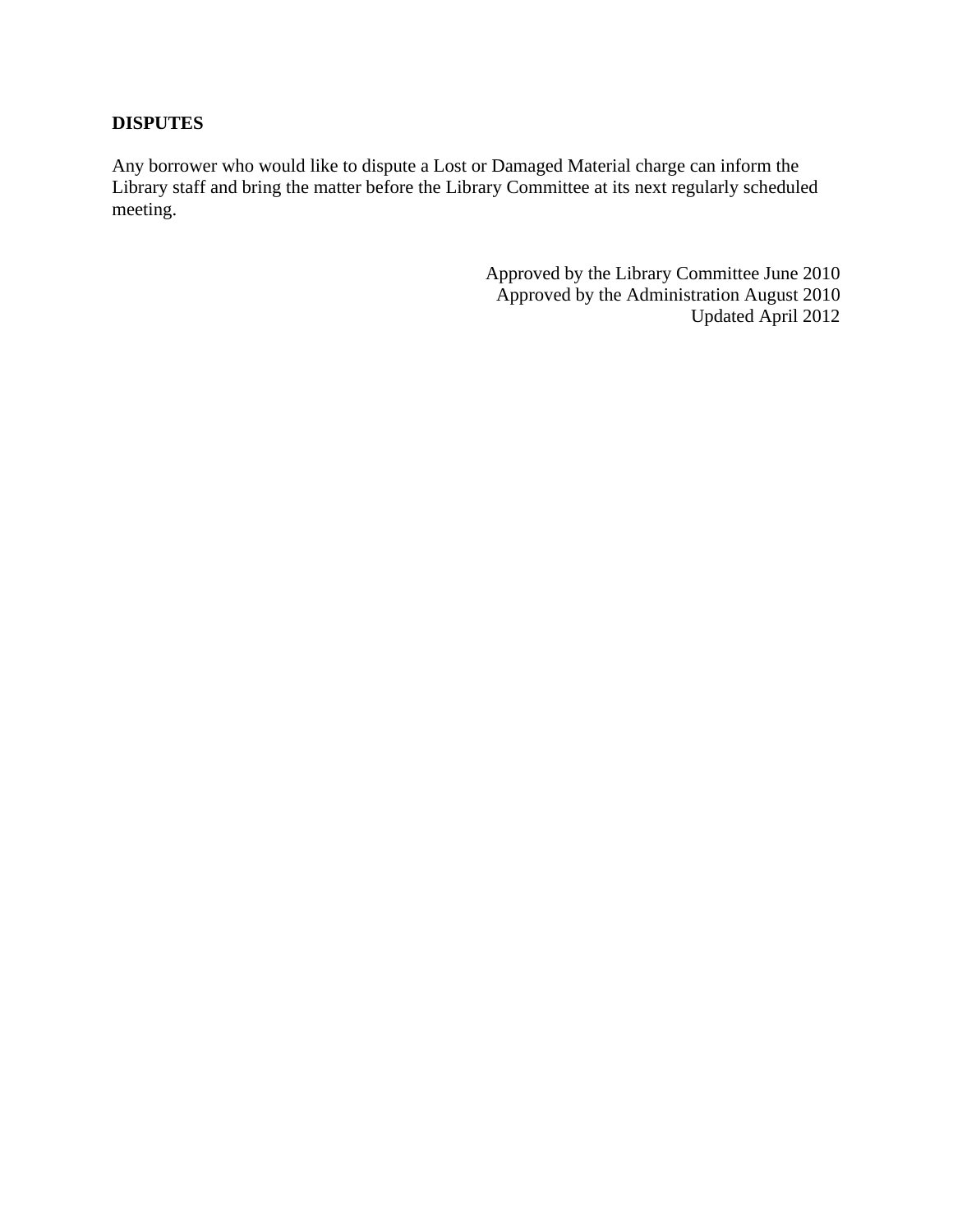**DISPUTES**

Any borrower who would like to dispute a Lost or Damaged Material charge can inform the Library staff and bring the matter before the Library Committee at its next regularly scheduled meeting.

Approved by the Library Committee June 2010
Approved by the Administration August 2010
Updated April 2012